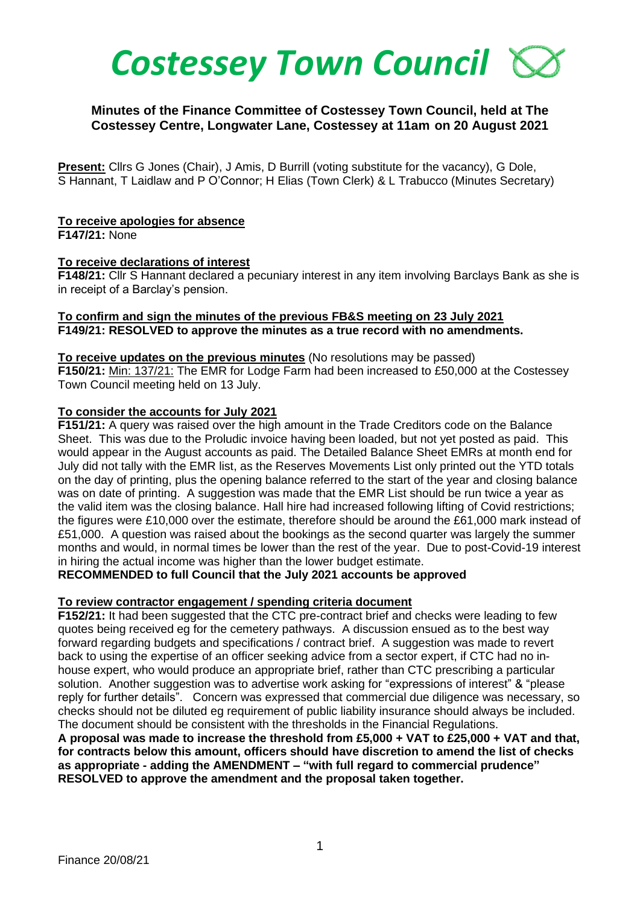# Costessey Town Council

**Minutes of the Finance Committee of Costessey Town Council, held at The Costessey Centre, Longwater Lane, Costessey at 11am on 20 August 2021**

**Present:** Cllrs G Jones (Chair), J Amis, D Burrill (voting substitute for the vacancy), G Dole, S Hannant, T Laidlaw and P O'Connor; H Elias (Town Clerk) & L Trabucco (Minutes Secretary)

**To receive apologies for absence**
**F147/21:** None

**To receive declarations of interest**
**F148/21:** Cllr S Hannant declared a pecuniary interest in any item involving Barclays Bank as she is in receipt of a Barclay's pension.

**To confirm and sign the minutes of the previous FB&S meeting on 23 July 2021**
**F149/21: RESOLVED to approve the minutes as a true record with no amendments.**

**To receive updates on the previous minutes** (No resolutions may be passed)
**F150/21:** Min: 137/21: The EMR for Lodge Farm had been increased to £50,000 at the Costessey Town Council meeting held on 13 July.

**To consider the accounts for July 2021**
**F151/21:** A query was raised over the high amount in the Trade Creditors code on the Balance Sheet. This was due to the Proludic invoice having been loaded, but not yet posted as paid. This would appear in the August accounts as paid. The Detailed Balance Sheet EMRs at month end for July did not tally with the EMR list, as the Reserves Movements List only printed out the YTD totals on the day of printing, plus the opening balance referred to the start of the year and closing balance was on date of printing. A suggestion was made that the EMR List should be run twice a year as the valid item was the closing balance. Hall hire had increased following lifting of Covid restrictions; the figures were £10,000 over the estimate, therefore should be around the £61,000 mark instead of £51,000. A question was raised about the bookings as the second quarter was largely the summer months and would, in normal times be lower than the rest of the year. Due to post-Covid-19 interest in hiring the actual income was higher than the lower budget estimate.
**RECOMMENDED to full Council that the July 2021 accounts be approved**

**To review contractor engagement / spending criteria document**
**F152/21:** It had been suggested that the CTC pre-contract brief and checks were leading to few quotes being received eg for the cemetery pathways. A discussion ensued as to the best way forward regarding budgets and specifications / contract brief. A suggestion was made to revert back to using the expertise of an officer seeking advice from a sector expert, if CTC had no in-house expert, who would produce an appropriate brief, rather than CTC prescribing a particular solution. Another suggestion was to advertise work asking for "expressions of interest" & "please reply for further details". Concern was expressed that commercial due diligence was necessary, so checks should not be diluted eg requirement of public liability insurance should always be included. The document should be consistent with the thresholds in the Financial Regulations.
**A proposal was made to increase the threshold from £5,000 + VAT to £25,000 + VAT and that, for contracts below this amount, officers should have discretion to amend the list of checks as appropriate - adding the AMENDMENT – "with full regard to commercial prudence" RESOLVED to approve the amendment and the proposal taken together.**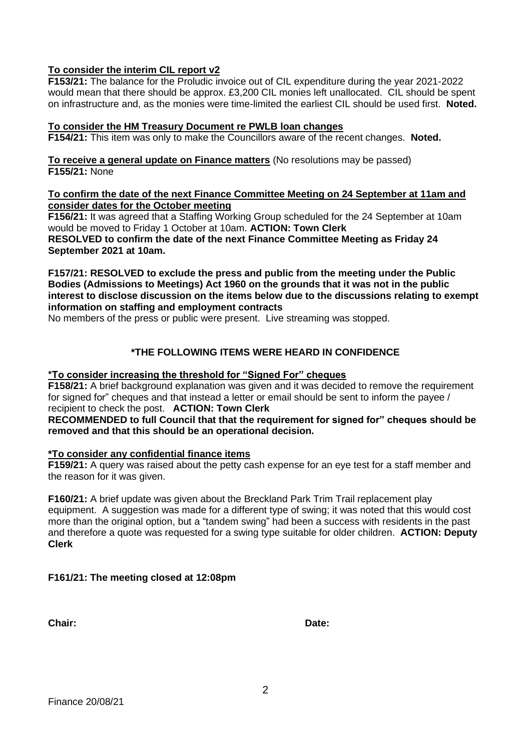**To consider the interim CIL report v2**

**F153/21:** The balance for the Proludic invoice out of CIL expenditure during the year 2021-2022 would mean that there should be approx. £3,200 CIL monies left unallocated. CIL should be spent on infrastructure and, as the monies were time-limited the earliest CIL should be used first. **Noted.**

**To consider the HM Treasury Document re PWLB loan changes**

**F154/21:** This item was only to make the Councillors aware of the recent changes. **Noted.**

**To receive a general update on Finance matters** (No resolutions may be passed)

**F155/21:** None

**To confirm the date of the next Finance Committee Meeting on 24 September at 11am and consider dates for the October meeting**

**F156/21:** It was agreed that a Staffing Working Group scheduled for the 24 September at 10am would be moved to Friday 1 October at 10am. **ACTION: Town Clerk**

**RESOLVED to confirm the date of the next Finance Committee Meeting as Friday 24 September 2021 at 10am.**

**F157/21: RESOLVED to exclude the press and public from the meeting under the Public Bodies (Admissions to Meetings) Act 1960 on the grounds that it was not in the public interest to disclose discussion on the items below due to the discussions relating to exempt information on staffing and employment contracts**

No members of the press or public were present. Live streaming was stopped.

**\*THE FOLLOWING ITEMS WERE HEARD IN CONFIDENCE**

**\*To consider increasing the threshold for "Signed For" cheques**

**F158/21:** A brief background explanation was given and it was decided to remove the requirement for signed for" cheques and that instead a letter or email should be sent to inform the payee / recipient to check the post. **ACTION: Town Clerk**

**RECOMMENDED to full Council that that the requirement for signed for" cheques should be removed and that this should be an operational decision.**

**\*To consider any confidential finance items**

**F159/21:** A query was raised about the petty cash expense for an eye test for a staff member and the reason for it was given.

**F160/21:** A brief update was given about the Breckland Park Trim Trail replacement play equipment. A suggestion was made for a different type of swing; it was noted that this would cost more than the original option, but a "tandem swing" had been a success with residents in the past and therefore a quote was requested for a swing type suitable for older children. **ACTION: Deputy Clerk**

**F161/21: The meeting closed at 12:08pm**

**Chair:** **Date:**